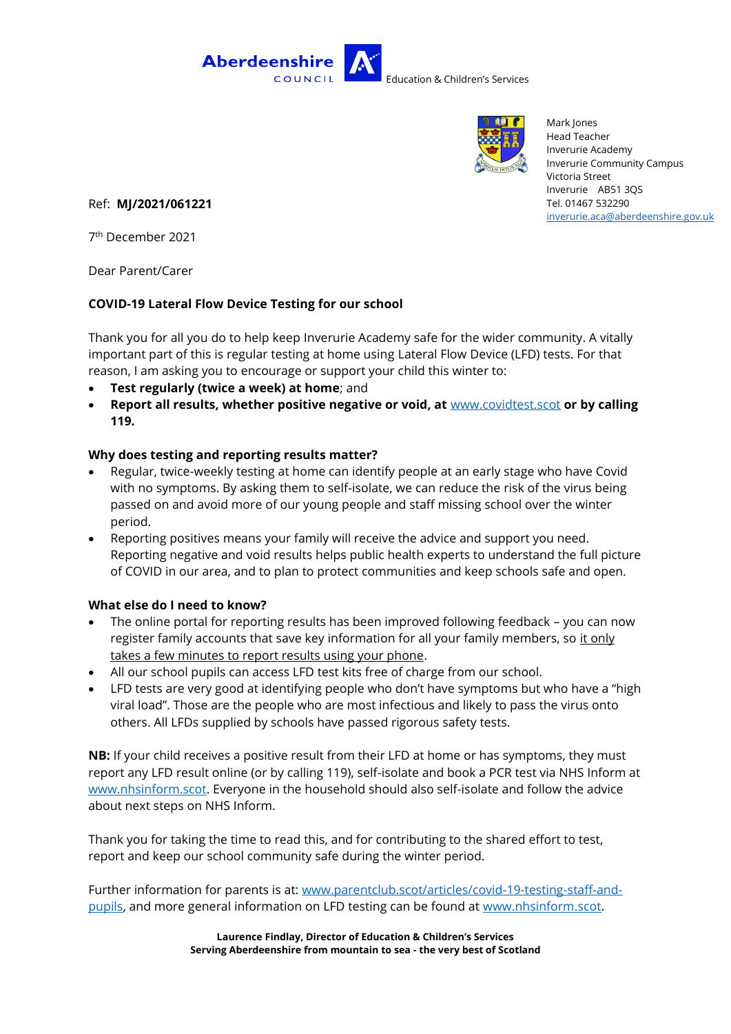Aberdeenshire COUNCIL

Education & Children's Services

Mark Jones
Head Teacher
Inverurie Academy
Inverurie Community Campus
Victoria Street
Inverurie AB51 3QS
Tel. 01467 532290
inverurie.aca@aberdeenshire.gov.uk

Ref: **MJ/2021/061221**

7th December 2021

Dear Parent/Carer

**COVID-19 Lateral Flow Device Testing for our school**

Thank you for all you do to help keep Inverurie Academy safe for the wider community. A vitally important part of this is regular testing at home using Lateral Flow Device (LFD) tests. For that reason, I am asking you to encourage or support your child this winter to:

- **Test regularly (twice a week) at home**; and
- **Report all results, whether positive negative or void, at** www.covidtest.scot **or by calling 119.**

**Why does testing and reporting results matter?**

- Regular, twice-weekly testing at home can identify people at an early stage who have Covid with no symptoms. By asking them to self-isolate, we can reduce the risk of the virus being passed on and avoid more of our young people and staff missing school over the winter period.
- Reporting positives means your family will receive the advice and support you need. Reporting negative and void results helps public health experts to understand the full picture of COVID in our area, and to plan to protect communities and keep schools safe and open.

**What else do I need to know?**

- The online portal for reporting results has been improved following feedback – you can now register family accounts that save key information for all your family members, so it only takes a few minutes to report results using your phone.
- All our school pupils can access LFD test kits free of charge from our school.
- LFD tests are very good at identifying people who don't have symptoms but who have a "high viral load". Those are the people who are most infectious and likely to pass the virus onto others. All LFDs supplied by schools have passed rigorous safety tests.

**NB:** If your child receives a positive result from their LFD at home or has symptoms, they must report any LFD result online (or by calling 119), self-isolate and book a PCR test via NHS Inform at www.nhsinform.scot. Everyone in the household should also self-isolate and follow the advice about next steps on NHS Inform.

Thank you for taking the time to read this, and for contributing to the shared effort to test, report and keep our school community safe during the winter period.

Further information for parents is at: www.parentclub.scot/articles/covid-19-testing-staff-and-pupils, and more general information on LFD testing can be found at www.nhsinform.scot.

**Laurence Findlay, Director of Education & Children's Services**
**Serving Aberdeenshire from mountain to sea - the very best of Scotland**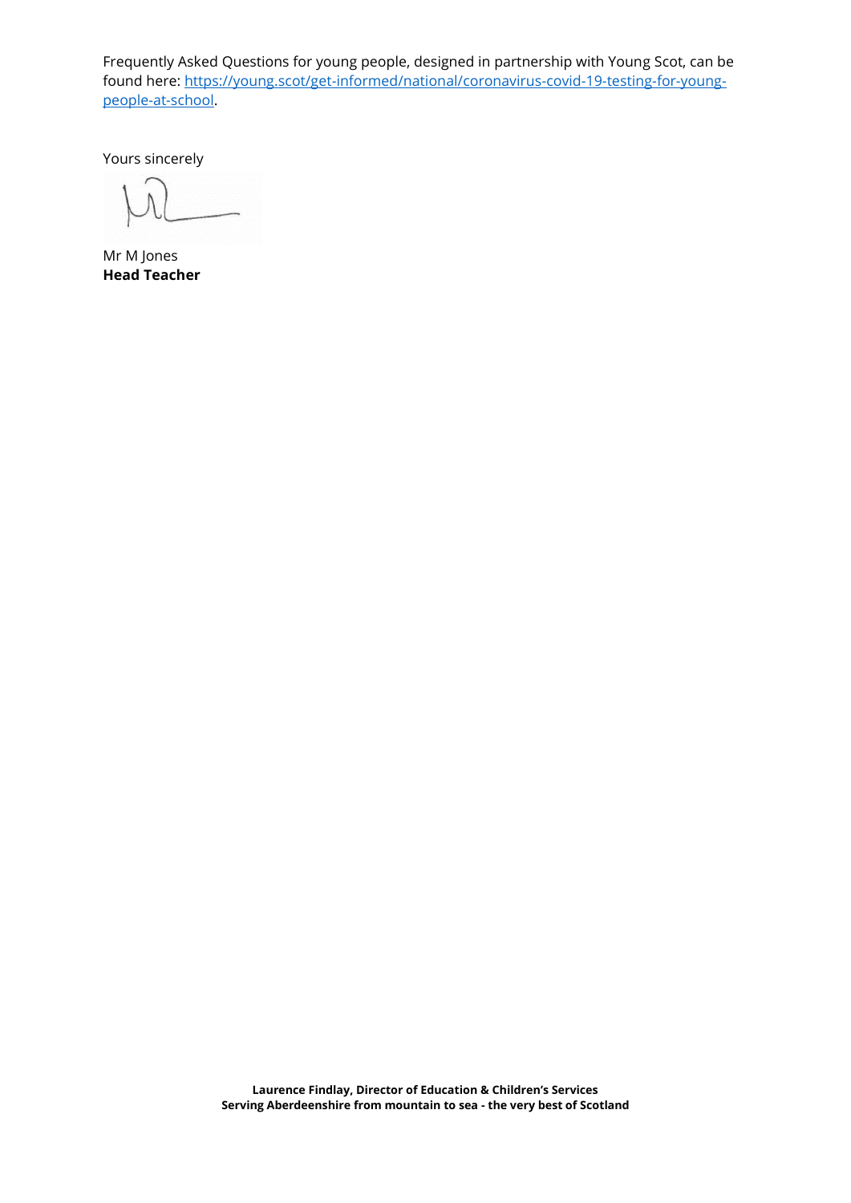Frequently Asked Questions for young people, designed in partnership with Young Scot, can be found here: [https://young.scot/get-informed/national/coronavirus-covid-19-testing-for-young-people-at-school](https://young.scot/get-informed/national/coronavirus-covid-19-testing-for-young-people-at-school).

Yours sincerely

Mr M Jones
**Head Teacher**

**Laurence Findlay, Director of Education & Children's Services**
**Serving Aberdeenshire from mountain to sea - the very best of Scotland**